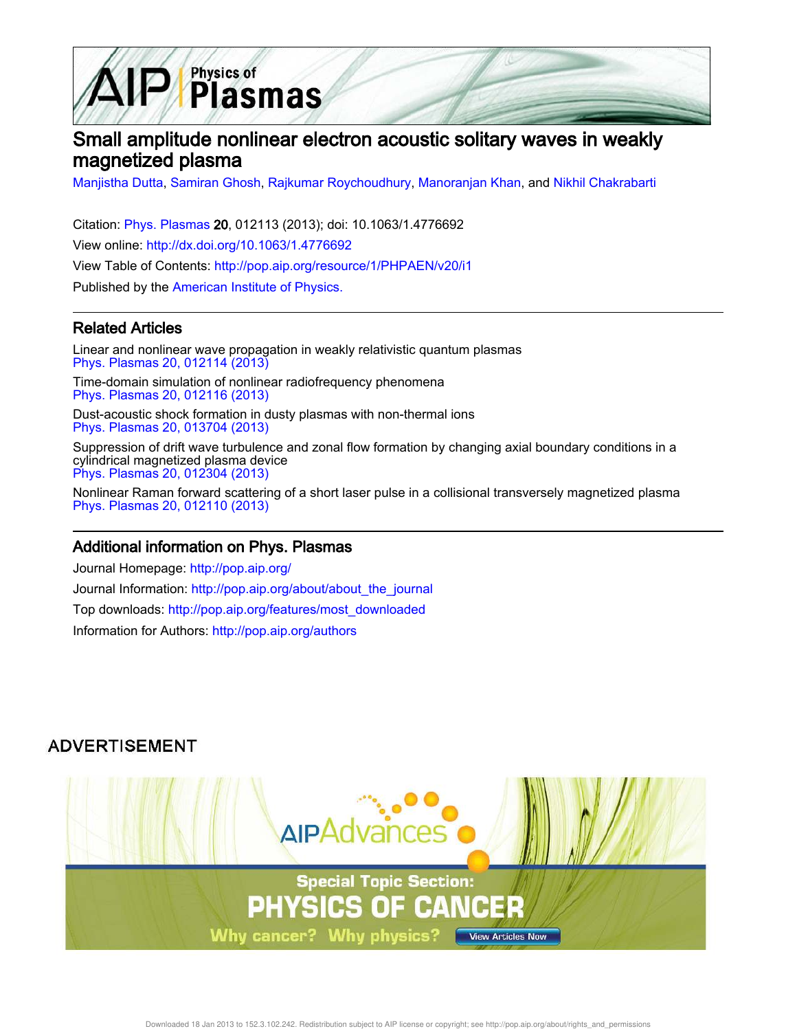# Small amplitude nonlinear electron acoustic solitary waves in weakly magnetized plasma

Manjistha Dutta, Samiran Ghosh, Rajkumar Roychoudhury, Manoranjan Khan, and Nikhil Chakrabarti

Citation: Phys. Plasmas **20**, 012113 (2013); doi: 10.1063/1.4776692

View online: http://dx.doi.org/10.1063/1.4776692

View Table of Contents: http://pop.aip.org/resource/1/PHPAEN/v20/i1

Published by the American Institute of Physics.

## Related Articles

Linear and nonlinear wave propagation in weakly relativistic quantum plasmas
Phys. Plasmas 20, 012114 (2013)

Time-domain simulation of nonlinear radiofrequency phenomena
Phys. Plasmas 20, 012116 (2013)

Dust-acoustic shock formation in dusty plasmas with non-thermal ions
Phys. Plasmas 20, 013704 (2013)

Suppression of drift wave turbulence and zonal flow formation by changing axial boundary conditions in a cylindrical magnetized plasma device
Phys. Plasmas 20, 012304 (2013)

Nonlinear Raman forward scattering of a short laser pulse in a collisional transversely magnetized plasma
Phys. Plasmas 20, 012110 (2013)

## Additional information on Phys. Plasmas

Journal Homepage: http://pop.aip.org/

Journal Information: http://pop.aip.org/about/about_the_journal

Top downloads: http://pop.aip.org/features/most_downloaded

Information for Authors: http://pop.aip.org/authors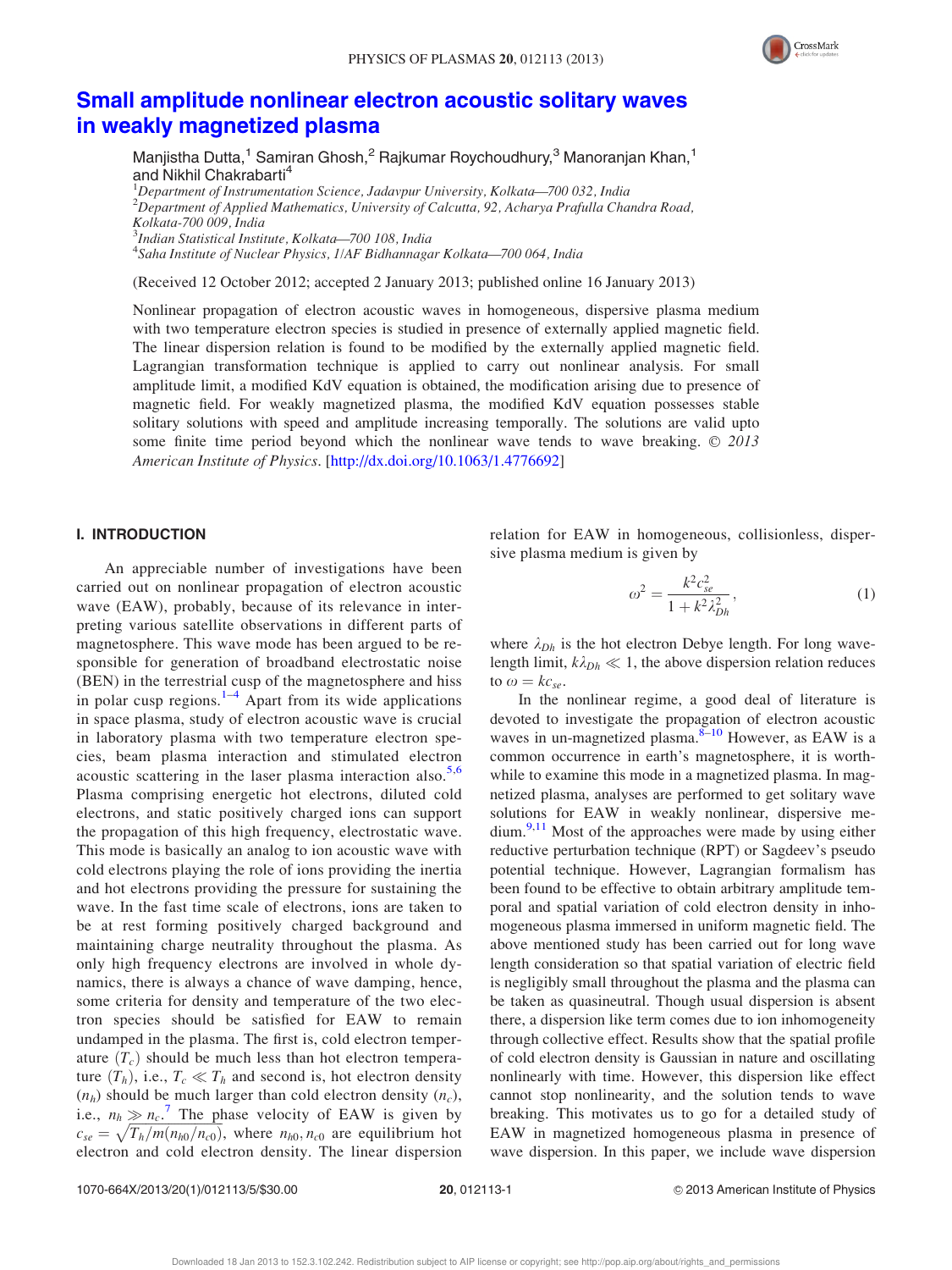# Small amplitude nonlinear electron acoustic solitary waves in weakly magnetized plasma

Manjistha Dutta,[1] Samiran Ghosh,[2] Rajkumar Roychoudhury,[3] Manoranjan Khan,[1] and Nikhil Chakrabarti[4]

[1]*Department of Instrumentation Science, Jadavpur University, Kolkata—700 032, India*
[2]*Department of Applied Mathematics, University of Calcutta, 92, Acharya Prafulla Chandra Road, Kolkata-700 009, India*
[3]*Indian Statistical Institute, Kolkata—700 108, India*
[4]*Saha Institute of Nuclear Physics, 1/AF Bidhannagar Kolkata—700 064, India*

(Received 12 October 2012; accepted 2 January 2013; published online 16 January 2013)

Nonlinear propagation of electron acoustic waves in homogeneous, dispersive plasma medium with two temperature electron species is studied in presence of externally applied magnetic field. The linear dispersion relation is found to be modified by the externally applied magnetic field. Lagrangian transformation technique is applied to carry out nonlinear analysis. For small amplitude limit, a modified KdV equation is obtained, the modification arising due to presence of magnetic field. For weakly magnetized plasma, the modified KdV equation possesses stable solitary solutions with speed and amplitude increasing temporally. The solutions are valid upto some finite time period beyond which the nonlinear wave tends to wave breaking. © *2013 American Institute of Physics*. [http://dx.doi.org/10.1063/1.4776692]

## I. INTRODUCTION

An appreciable number of investigations have been carried out on nonlinear propagation of electron acoustic wave (EAW), probably, because of its relevance in interpreting various satellite observations in different parts of magnetosphere. This wave mode has been argued to be responsible for generation of broadband electrostatic noise (BEN) in the terrestrial cusp of the magnetosphere and hiss in polar cusp regions.[1–4] Apart from its wide applications in space plasma, study of electron acoustic wave is crucial in laboratory plasma with two temperature electron species, beam plasma interaction and stimulated electron acoustic scattering in the laser plasma interaction also.[5,6] Plasma comprising energetic hot electrons, diluted cold electrons, and static positively charged ions can support the propagation of this high frequency, electrostatic wave. This mode is basically an analog to ion acoustic wave with cold electrons playing the role of ions providing the inertia and hot electrons providing the pressure for sustaining the wave. In the fast time scale of electrons, ions are taken to be at rest forming positively charged background and maintaining charge neutrality throughout the plasma. As only high frequency electrons are involved in whole dynamics, there is always a chance of wave damping, hence, some criteria for density and temperature of the two electron species should be satisfied for EAW to remain undamped in the plasma. The first is, cold electron temperature ($T_c$) should be much less than hot electron temperature ($T_h$), i.e., $T_c \ll T_h$ and second is, hot electron density ($n_h$) should be much larger than cold electron density ($n_c$), i.e., $n_h \gg n_c$.[7] The phase velocity of EAW is given by $c_{se} = \sqrt{T_h/m(n_{h0}/n_{c0})}$, where $n_{h0}, n_{c0}$ are equilibrium hot electron and cold electron density. The linear dispersion relation for EAW in homogeneous, collisionless, dispersive plasma medium is given by

$$\omega^2 = \frac{k^2 c_{se}^2}{1 + k^2 \lambda_{Dh}^2}, \tag{1}$$

where $\lambda_{Dh}$ is the hot electron Debye length. For long wavelength limit, $k\lambda_{Dh} \ll 1$, the above dispersion relation reduces to $\omega = kc_{se}$.

In the nonlinear regime, a good deal of literature is devoted to investigate the propagation of electron acoustic waves in un-magnetized plasma.[8–10] However, as EAW is a common occurrence in earth's magnetosphere, it is worthwhile to examine this mode in a magnetized plasma. In magnetized plasma, analyses are performed to get solitary wave solutions for EAW in weakly nonlinear, dispersive medium.[9,11] Most of the approaches were made by using either reductive perturbation technique (RPT) or Sagdeev's pseudo potential technique. However, Lagrangian formalism has been found to be effective to obtain arbitrary amplitude temporal and spatial variation of cold electron density in inhomogeneous plasma immersed in uniform magnetic field. The above mentioned study has been carried out for long wave length consideration so that spatial variation of electric field is negligibly small throughout the plasma and the plasma can be taken as quasineutral. Though usual dispersion is absent there, a dispersion like term comes due to ion inhomogeneity through collective effect. Results show that the spatial profile of cold electron density is Gaussian in nature and oscillating nonlinearly with time. However, this dispersion like effect cannot stop nonlinearity, and the solution tends to wave breaking. This motivates us to go for a detailed study of EAW in magnetized homogeneous plasma in presence of wave dispersion. In this paper, we include wave dispersion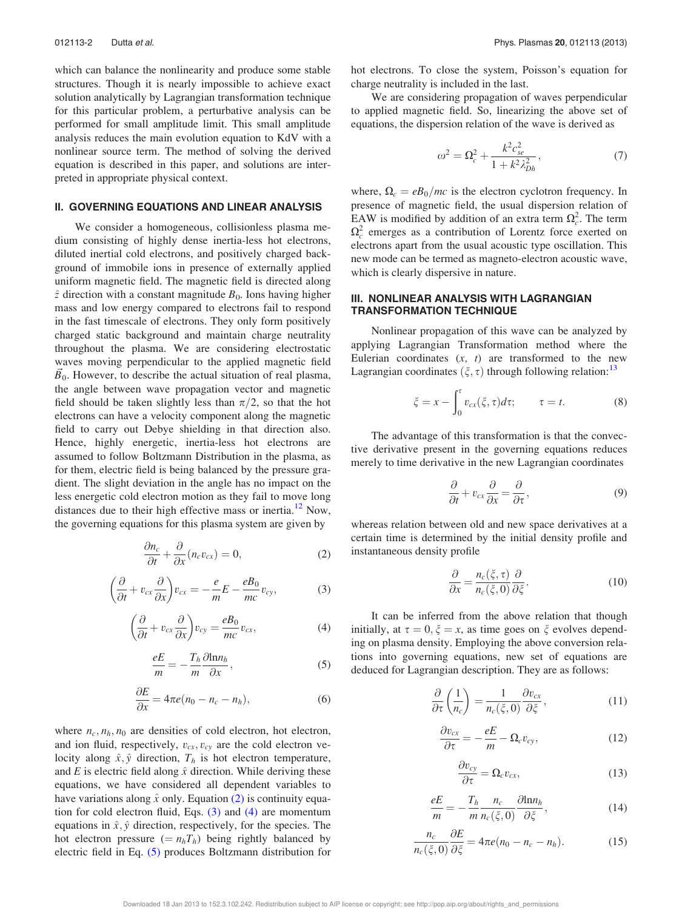which can balance the nonlinearity and produce some stable structures. Though it is nearly impossible to achieve exact solution analytically by Lagrangian transformation technique for this particular problem, a perturbative analysis can be performed for small amplitude limit. This small amplitude analysis reduces the main evolution equation to KdV with a nonlinear source term. The method of solving the derived equation is described in this paper, and solutions are interpreted in appropriate physical context.

## II. GOVERNING EQUATIONS AND LINEAR ANALYSIS

We consider a homogeneous, collisionless plasma medium consisting of highly dense inertia-less hot electrons, diluted inertial cold electrons, and positively charged background of immobile ions in presence of externally applied uniform magnetic field. The magnetic field is directed along $\hat{z}$ direction with a constant magnitude $B_0$. Ions having higher mass and low energy compared to electrons fail to respond in the fast timescale of electrons. They only form positively charged static background and maintain charge neutrality throughout the plasma. We are considering electrostatic waves moving perpendicular to the applied magnetic field $\vec{B}_0$. However, to describe the actual situation of real plasma, the angle between wave propagation vector and magnetic field should be taken slightly less than $\pi/2$, so that the hot electrons can have a velocity component along the magnetic field to carry out Debye shielding in that direction also. Hence, highly energetic, inertia-less hot electrons are assumed to follow Boltzmann Distribution in the plasma, as for them, electric field is being balanced by the pressure gradient. The slight deviation in the angle has no impact on the less energetic cold electron motion as they fail to move long distances due to their high effective mass or inertia.[12] Now, the governing equations for this plasma system are given by

$$\frac{\partial n_c}{\partial t} + \frac{\partial}{\partial x}(n_c v_{cx}) = 0, \tag{2}$$

$$\left(\frac{\partial}{\partial t} + v_{cx}\frac{\partial}{\partial x}\right)v_{cx} = -\frac{e}{m}E - \frac{eB_0}{mc}v_{cy}, \tag{3}$$

$$\left(\frac{\partial}{\partial t} + v_{cx}\frac{\partial}{\partial x}\right)v_{cy} = \frac{eB_0}{mc}v_{cx}, \tag{4}$$

$$\frac{eE}{m} = -\frac{T_h}{m}\frac{\partial \ln n_h}{\partial x}, \tag{5}$$

$$\frac{\partial E}{\partial x} = 4\pi e(n_0 - n_c - n_h), \tag{6}$$

where $n_c, n_h, n_0$ are densities of cold electron, hot electron, and ion fluid, respectively, $v_{cx}, v_{cy}$ are the cold electron velocity along $\hat{x}, \hat{y}$ direction, $T_h$ is hot electron temperature, and $E$ is electric field along $\hat{x}$ direction. While deriving these equations, we have considered all dependent variables to have variations along $\hat{x}$ only. Equation (2) is continuity equation for cold electron fluid, Eqs. (3) and (4) are momentum equations in $\hat{x}, \hat{y}$ direction, respectively, for the species. The hot electron pressure ($= n_h T_h$) being rightly balanced by electric field in Eq. (5) produces Boltzmann distribution for hot electrons. To close the system, Poisson's equation for charge neutrality is included in the last.

We are considering propagation of waves perpendicular to applied magnetic field. So, linearizing the above set of equations, the dispersion relation of the wave is derived as

$$\omega^2 = \Omega_c^2 + \frac{k^2 c_{se}^2}{1 + k^2\lambda_{Dh}^2}, \tag{7}$$

where, $\Omega_c = eB_0/mc$ is the electron cyclotron frequency. In presence of magnetic field, the usual dispersion relation of EAW is modified by addition of an extra term $\Omega_c^2$. The term $\Omega_c^2$ emerges as a contribution of Lorentz force exerted on electrons apart from the usual acoustic type oscillation. This new mode can be termed as magneto-electron acoustic wave, which is clearly dispersive in nature.

## III. NONLINEAR ANALYSIS WITH LAGRANGIAN TRANSFORMATION TECHNIQUE

Nonlinear propagation of this wave can be analyzed by applying Lagrangian Transformation method where the Eulerian coordinates $(x, t)$ are transformed to the new Lagrangian coordinates $(\xi, \tau)$ through following relation:[13]

$$\xi = x - \int_0^\tau v_{cx}(\xi,\tau)d\tau; \qquad \tau = t. \tag{8}$$

The advantage of this transformation is that the convective derivative present in the governing equations reduces merely to time derivative in the new Lagrangian coordinates

$$\frac{\partial}{\partial t} + v_{cx}\frac{\partial}{\partial x} = \frac{\partial}{\partial \tau}, \tag{9}$$

whereas relation between old and new space derivatives at a certain time is determined by the initial density profile and instantaneous density profile

$$\frac{\partial}{\partial x} = \frac{n_c(\xi,\tau)}{n_c(\xi,0)}\frac{\partial}{\partial \xi}. \tag{10}$$

It can be inferred from the above relation that though initially, at $\tau = 0, \xi = x$, as time goes on $\xi$ evolves depending on plasma density. Employing the above conversion relations into governing equations, new set of equations are deduced for Lagrangian description. They are as follows:

$$\frac{\partial}{\partial \tau}\left(\frac{1}{n_c}\right) = \frac{1}{n_c(\xi,0)}\frac{\partial v_{cx}}{\partial \xi}, \tag{11}$$

$$\frac{\partial v_{cx}}{\partial \tau} = -\frac{eE}{m} - \Omega_c v_{cy}, \tag{12}$$

$$\frac{\partial v_{cy}}{\partial \tau} = \Omega_c v_{cx}, \tag{13}$$

$$\frac{eE}{m} = -\frac{T_h}{m}\frac{n_c}{n_c(\xi,0)}\frac{\partial \ln n_h}{\partial \xi}, \tag{14}$$

$$\frac{n_c}{n_c(\xi,0)}\frac{\partial E}{\partial \xi} = 4\pi e(n_0 - n_c - n_h). \tag{15}$$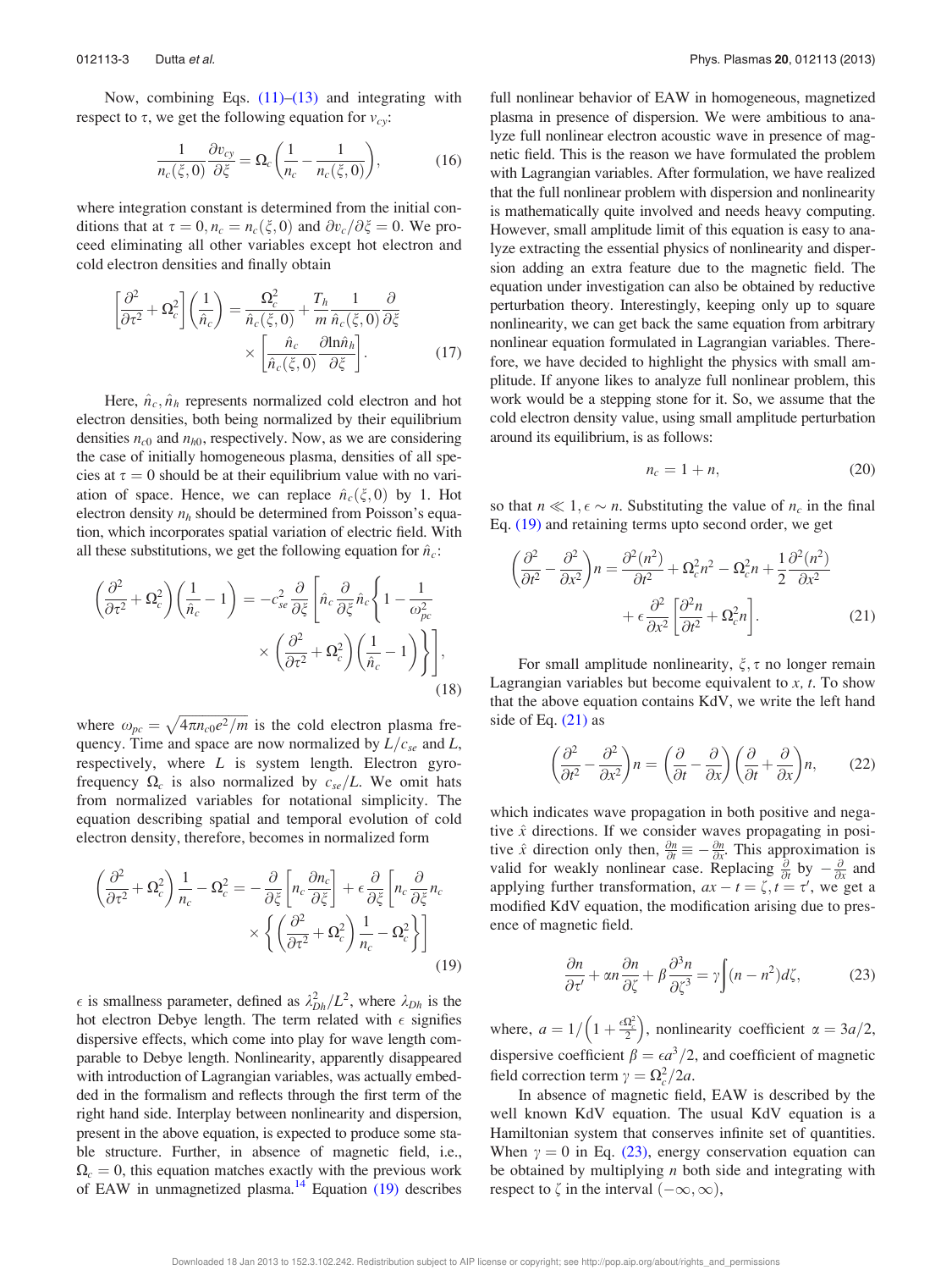Now, combining Eqs. (11)–(13) and integrating with respect to $\tau$, we get the following equation for $v_{cy}$:

$$\frac{1}{n_c(\xi,0)}\frac{\partial v_{cy}}{\partial \xi} = \Omega_c\left(\frac{1}{n_c} - \frac{1}{n_c(\xi,0)}\right), \tag{16}$$

where integration constant is determined from the initial conditions that at $\tau = 0, n_c = n_c(\xi, 0)$ and $\partial v_c/\partial \xi = 0$. We proceed eliminating all other variables except hot electron and cold electron densities and finally obtain

$$\left[\frac{\partial^2}{\partial \tau^2} + \Omega_c^2\right]\left(\frac{1}{\hat{n}_c}\right) = \frac{\Omega_c^2}{\hat{n}_c(\xi,0)} + \frac{T_h}{m}\frac{1}{\hat{n}_c(\xi,0)}\frac{\partial}{\partial \xi} \times \left[\frac{\hat{n}_c}{\hat{n}_c(\xi,0)}\frac{\partial \ln \hat{n}_h}{\partial \xi}\right]. \tag{17}$$

Here, $\hat{n}_c, \hat{n}_h$ represents normalized cold electron and hot electron densities, both being normalized by their equilibrium densities $n_{c0}$ and $n_{h0}$, respectively. Now, as we are considering the case of initially homogeneous plasma, densities of all species at $\tau = 0$ should be at their equilibrium value with no variation of space. Hence, we can replace $\hat{n}_c(\xi, 0)$ by 1. Hot electron density $n_h$ should be determined from Poisson's equation, which incorporates spatial variation of electric field. With all these substitutions, we get the following equation for $\hat{n}_c$:

$$\left(\frac{\partial^2}{\partial \tau^2} + \Omega_c^2\right)\left(\frac{1}{\hat{n}_c} - 1\right) = -c_{se}^2\frac{\partial}{\partial \xi}\left[\hat{n}_c\frac{\partial}{\partial \xi}\hat{n}_c\left\{1 - \frac{1}{\omega_{pc}^2} \times \left(\frac{\partial^2}{\partial \tau^2} + \Omega_c^2\right)\left(\frac{1}{\hat{n}_c} - 1\right)\right\}\right], \tag{18}$$

where $\omega_{pc} = \sqrt{4\pi n_{c0}e^2/m}$ is the cold electron plasma frequency. Time and space are now normalized by $L/c_{se}$ and $L$, respectively, where $L$ is system length. Electron gyrofrequency $\Omega_c$ is also normalized by $c_{se}/L$. We omit hats from normalized variables for notational simplicity. The equation describing spatial and temporal evolution of cold electron density, therefore, becomes in normalized form

$$\left(\frac{\partial^2}{\partial \tau^2} + \Omega_c^2\right)\frac{1}{n_c} - \Omega_c^2 = -\frac{\partial}{\partial \xi}\left[n_c\frac{\partial n_c}{\partial \xi}\right] + \epsilon\frac{\partial}{\partial \xi}\left[n_c\frac{\partial}{\partial \xi}n_c \times \left\{\left(\frac{\partial^2}{\partial \tau^2} + \Omega_c^2\right)\frac{1}{n_c} - \Omega_c^2\right\}\right] \tag{19}$$

$\epsilon$ is smallness parameter, defined as $\lambda_{Dh}^2/L^2$, where $\lambda_{Dh}$ is the hot electron Debye length. The term related with $\epsilon$ signifies dispersive effects, which come into play for wave length comparable to Debye length. Nonlinearity, apparently disappeared with introduction of Lagrangian variables, was actually embedded in the formalism and reflects through the first term of the right hand side. Interplay between nonlinearity and dispersion, present in the above equation, is expected to produce some stable structure. Further, in absence of magnetic field, i.e., $\Omega_c = 0$, this equation matches exactly with the previous work of EAW in unmagnetized plasma.[14] Equation (19) describes full nonlinear behavior of EAW in homogeneous, magnetized plasma in presence of dispersion. We were ambitious to analyze full nonlinear electron acoustic wave in presence of magnetic field. This is the reason we have formulated the problem with Lagrangian variables. After formulation, we have realized that the full nonlinear problem with dispersion and nonlinearity is mathematically quite involved and needs heavy computing. However, small amplitude limit of this equation is easy to analyze extracting the essential physics of nonlinearity and dispersion adding an extra feature due to the magnetic field. The equation under investigation can also be obtained by reductive perturbation theory. Interestingly, keeping only up to square nonlinearity, we can get back the same equation from arbitrary nonlinear equation formulated in Lagrangian variables. Therefore, we have decided to highlight the physics with small amplitude. If anyone likes to analyze full nonlinear problem, this work would be a stepping stone for it. So, we assume that the cold electron density value, using small amplitude perturbation around its equilibrium, is as follows:

$$n_c = 1 + n, \tag{20}$$

so that $n \ll 1, \epsilon \sim n$. Substituting the value of $n_c$ in the final Eq. (19) and retaining terms upto second order, we get

$$\left(\frac{\partial^2}{\partial t^2} - \frac{\partial^2}{\partial x^2}\right)n = \frac{\partial^2(n^2)}{\partial t^2} + \Omega_c^2 n^2 - \Omega_c^2 n + \frac{1}{2}\frac{\partial^2(n^2)}{\partial x^2} + \epsilon\frac{\partial^2}{\partial x^2}\left[\frac{\partial^2 n}{\partial t^2} + \Omega_c^2 n\right]. \tag{21}$$

For small amplitude nonlinearity, $\xi, \tau$ no longer remain Lagrangian variables but become equivalent to $x, t$. To show that the above equation contains KdV, we write the left hand side of Eq. (21) as

$$\left(\frac{\partial^2}{\partial t^2} - \frac{\partial^2}{\partial x^2}\right)n = \left(\frac{\partial}{\partial t} - \frac{\partial}{\partial x}\right)\left(\frac{\partial}{\partial t} + \frac{\partial}{\partial x}\right)n, \tag{22}$$

which indicates wave propagation in both positive and negative $\hat{x}$ directions. If we consider waves propagating in positive $\hat{x}$ direction only then, $\frac{\partial n}{\partial t} \equiv -\frac{\partial n}{\partial x}$. This approximation is valid for weakly nonlinear case. Replacing $\frac{\partial}{\partial t}$ by $-\frac{\partial}{\partial x}$ and applying further transformation, $ax - t = \zeta, t = \tau'$, we get a modified KdV equation, the modification arising due to presence of magnetic field.

$$\frac{\partial n}{\partial \tau'} + \alpha n\frac{\partial n}{\partial \zeta} + \beta\frac{\partial^3 n}{\partial \zeta^3} = \gamma\int(n - n^2)d\zeta, \tag{23}$$

where, $a = 1/\left(1 + \frac{\epsilon\Omega_c^2}{2}\right)$, nonlinearity coefficient $\alpha = 3a/2$, dispersive coefficient $\beta = \epsilon a^3/2$, and coefficient of magnetic field correction term $\gamma = \Omega_c^2/2a$.

In absence of magnetic field, EAW is described by the well known KdV equation. The usual KdV equation is a Hamiltonian system that conserves infinite set of quantities. When $\gamma = 0$ in Eq. (23), energy conservation equation can be obtained by multiplying $n$ both side and integrating with respect to $\zeta$ in the interval $(-\infty, \infty)$,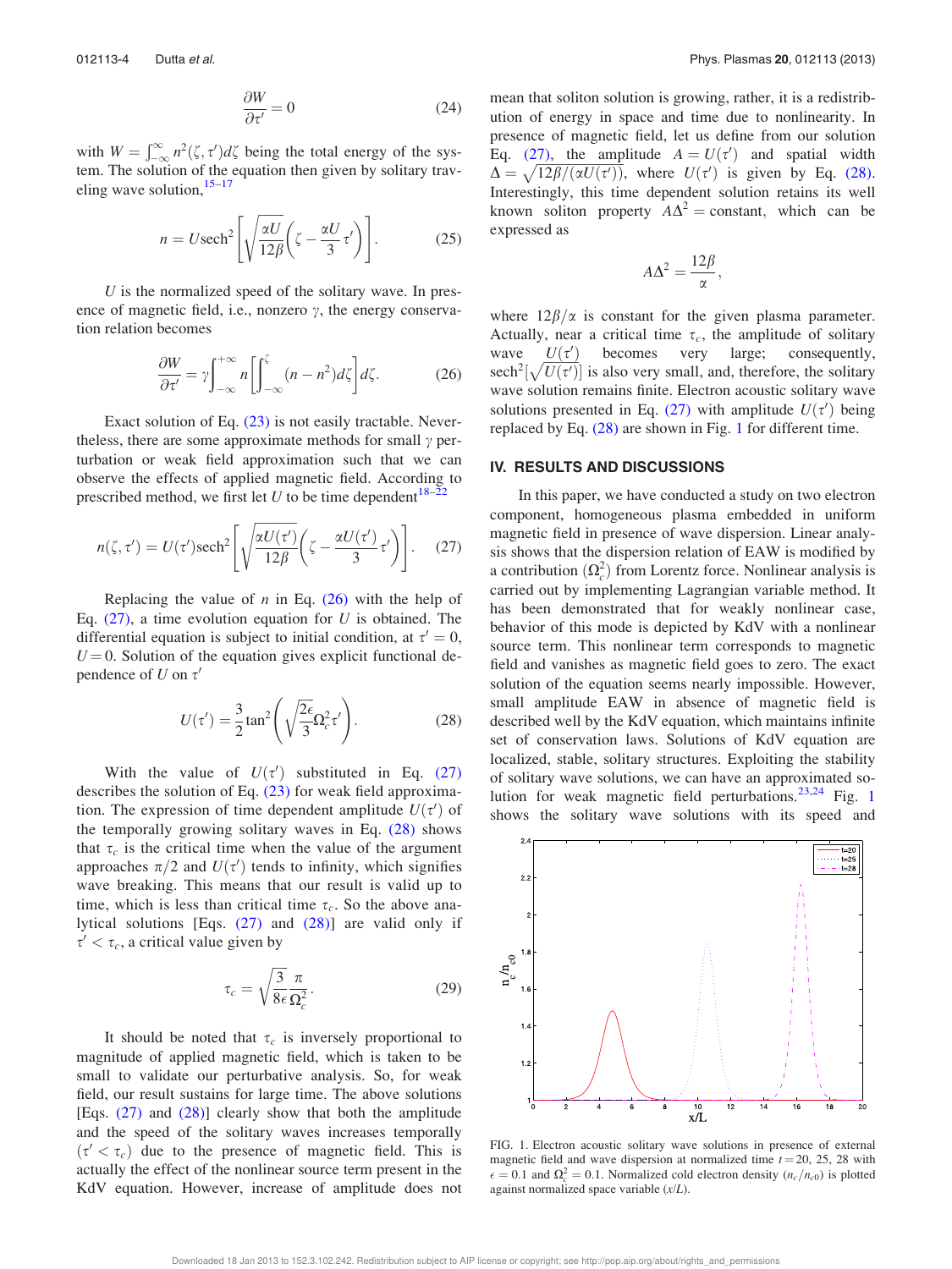$$\frac{\partial W}{\partial \tau'} = 0 \tag{24}$$

with $W = \int_{-\infty}^{\infty} n^2(\zeta, \tau') d\zeta$ being the total energy of the system. The solution of the equation then given by solitary traveling wave solution,[15–17]

$$n = U \text{sech}^2\left[\sqrt{\frac{\alpha U}{12\beta}}\left(\zeta - \frac{\alpha U}{3}\tau'\right)\right]. \tag{25}$$

$U$ is the normalized speed of the solitary wave. In presence of magnetic field, i.e., nonzero $\gamma$, the energy conservation relation becomes

$$\frac{\partial W}{\partial \tau'} = \gamma \int_{-\infty}^{+\infty} n \left[\int_{-\infty}^{\zeta} (n - n^2) d\zeta\right] d\zeta. \tag{26}$$

Exact solution of Eq. (23) is not easily tractable. Nevertheless, there are some approximate methods for small $\gamma$ perturbation or weak field approximation such that we can observe the effects of applied magnetic field. According to prescribed method, we first let $U$ to be time dependent[18–22]

$$n(\zeta, \tau') = U(\tau') \text{sech}^2\left[\sqrt{\frac{\alpha U(\tau')}{12\beta}}\left(\zeta - \frac{\alpha U(\tau')}{3}\tau'\right)\right]. \tag{27}$$

Replacing the value of $n$ in Eq. (26) with the help of Eq. (27), a time evolution equation for $U$ is obtained. The differential equation is subject to initial condition, at $\tau' = 0$, $U = 0$. Solution of the equation gives explicit functional dependence of $U$ on $\tau'$

$$U(\tau') = \frac{3}{2}\tan^2\left(\sqrt{\frac{2\epsilon}{3}}\Omega_c^2 \tau'\right). \tag{28}$$

With the value of $U(\tau')$ substituted in Eq. (27) describes the solution of Eq. (23) for weak field approximation. The expression of time dependent amplitude $U(\tau')$ of the temporally growing solitary waves in Eq. (28) shows that $\tau_c$ is the critical time when the value of the argument approaches $\pi/2$ and $U(\tau')$ tends to infinity, which signifies wave breaking. This means that our result is valid up to time, which is less than critical time $\tau_c$. So the above analytical solutions [Eqs. (27) and (28)] are valid only if $\tau' < \tau_c$, a critical value given by

$$\tau_c = \sqrt{\frac{3}{8\epsilon}}\frac{\pi}{\Omega_c^2}. \tag{29}$$

It should be noted that $\tau_c$ is inversely proportional to magnitude of applied magnetic field, which is taken to be small to validate our perturbative analysis. So, for weak field, our result sustains for large time. The above solutions [Eqs. (27) and (28)] clearly show that both the amplitude and the speed of the solitary waves increases temporally ($\tau' < \tau_c$) due to the presence of magnetic field. This is actually the effect of the nonlinear source term present in the KdV equation. However, increase of amplitude does not mean that soliton solution is growing, rather, it is a redistribution of energy in space and time due to nonlinearity. In presence of magnetic field, let us define from our solution Eq. (27), the amplitude $A = U(\tau')$ and spatial width $\Delta = \sqrt{12\beta/(\alpha U(\tau'))}$, where $U(\tau')$ is given by Eq. (28). Interestingly, this time dependent solution retains its well known soliton property $A\Delta^2 = \text{constant}$, which can be expressed as

$$A\Delta^2 = \frac{12\beta}{\alpha},$$

where $12\beta/\alpha$ is constant for the given plasma parameter. Actually, near a critical time $\tau_c$, the amplitude of solitary wave $U(\tau')$ becomes very large; consequently, $\text{sech}^2[\sqrt{U(\tau')}]$ is also very small, and, therefore, the solitary wave solution remains finite. Electron acoustic solitary wave solutions presented in Eq. (27) with amplitude $U(\tau')$ being replaced by Eq. (28) are shown in Fig. 1 for different time.

## IV. RESULTS AND DISCUSSIONS

In this paper, we have conducted a study on two electron component, homogeneous plasma embedded in uniform magnetic field in presence of wave dispersion. Linear analysis shows that the dispersion relation of EAW is modified by a contribution ($\Omega_c^2$) from Lorentz force. Nonlinear analysis is carried out by implementing Lagrangian variable method. It has been demonstrated that for weakly nonlinear case, behavior of this mode is depicted by KdV with a nonlinear source term. This nonlinear term corresponds to magnetic field and vanishes as magnetic field goes to zero. The exact solution of the equation seems nearly impossible. However, small amplitude EAW in absence of magnetic field is described well by the KdV equation, which maintains infinite set of conservation laws. Solutions of KdV equation are localized, stable, solitary structures. Exploiting the stability of solitary wave solutions, we can have an approximated solution for weak magnetic field perturbations.[23,24] Fig. 1 shows the solitary wave solutions with its speed and

FIG. 1. Electron acoustic solitary wave solutions in presence of external magnetic field and wave dispersion at normalized time $t = 20$, 25, 28 with $\epsilon = 0.1$ and $\Omega_c^2 = 0.1$. Normalized cold electron density ($n_c/n_{c0}$) is plotted against normalized space variable ($x/L$).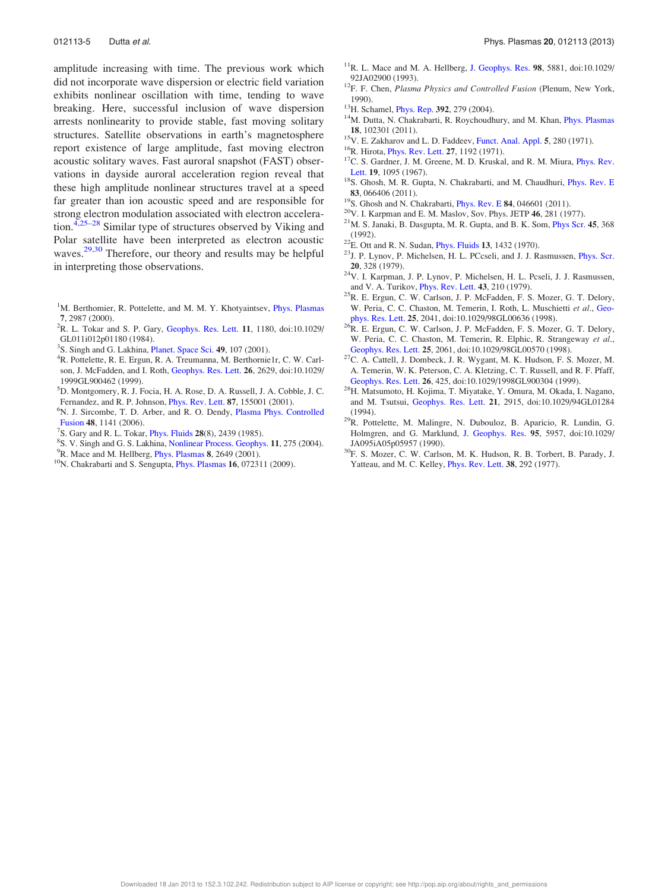amplitude increasing with time. The previous work which did not incorporate wave dispersion or electric field variation exhibits nonlinear oscillation with time, tending to wave breaking. Here, successful inclusion of wave dispersion arrests nonlinearity to provide stable, fast moving solitary structures. Satellite observations in earth's magnetosphere report existence of large amplitude, fast moving electron acoustic solitary waves. Fast auroral snapshot (FAST) observations in dayside auroral acceleration region reveal that these high amplitude nonlinear structures travel at a speed far greater than ion acoustic speed and are responsible for strong electron modulation associated with electron acceleration.[4,25–28] Similar type of structures observed by Viking and Polar satellite have been interpreted as electron acoustic waves.[29,30] Therefore, our theory and results may be helpful in interpreting those observations.

[1] M. Berthomier, R. Pottelette, and M. M. Y. Khotyaintsev, Phys. Plasmas **7**, 2987 (2000).

[2] R. L. Tokar and S. P. Gary, Geophys. Res. Lett. **11**, 1180, doi:10.1029/GL011i012p01180 (1984).

[3] S. Singh and G. Lakhina, Planet. Space Sci. **49**, 107 (2001).

[4] R. Pottelette, R. E. Ergun, R. A. Treumanna, M. Berthomie1r, C. W. Carlson, J. McFadden, and I. Roth, Geophys. Res. Lett. **26**, 2629, doi:10.1029/1999GL900462 (1999).

[5] D. Montgomery, R. J. Focia, H. A. Rose, D. A. Russell, J. A. Cobble, J. C. Fernandez, and R. P. Johnson, Phys. Rev. Lett. **87**, 155001 (2001).

[6] N. J. Sircombe, T. D. Arber, and R. O. Dendy, Plasma Phys. Controlled Fusion **48**, 1141 (2006).

[7] S. Gary and R. L. Tokar, Phys. Fluids **28**(8), 2439 (1985).

[8] S. V. Singh and G. S. Lakhina, Nonlinear Process. Geophys. **11**, 275 (2004).

[9] R. Mace and M. Hellberg, Phys. Plasmas **8**, 2649 (2001).

[10] N. Chakrabarti and S. Sengupta, Phys. Plasmas **16**, 072311 (2009).

[11] R. L. Mace and M. A. Hellberg, J. Geophys. Res. **98**, 5881, doi:10.1029/92JA02900 (1993).

[12] F. F. Chen, *Plasma Physics and Controlled Fusion* (Plenum, New York, 1990).

[13] H. Schamel, Phys. Rep. **392**, 279 (2004).

[14] M. Dutta, N. Chakrabarti, R. Roychoudhury, and M. Khan, Phys. Plasmas **18**, 102301 (2011).

[15] V. E. Zakharov and L. D. Faddeev, Funct. Anal. Appl. **5**, 280 (1971).

[16] R. Hirota, Phys. Rev. Lett. **27**, 1192 (1971).

[17] C. S. Gardner, J. M. Greene, M. D. Kruskal, and R. M. Miura, Phys. Rev. Lett. **19**, 1095 (1967).

[18] S. Ghosh, M. R. Gupta, N. Chakrabarti, and M. Chaudhuri, Phys. Rev. E **83**, 066406 (2011).

[19] S. Ghosh and N. Chakrabarti, Phys. Rev. E **84**, 046601 (2011).

[20] V. I. Karpman and E. M. Maslov, Sov. Phys. JETP **46**, 281 (1977).

[21] M. S. Janaki, B. Dasgupta, M. R. Gupta, and B. K. Som, Phys Scr. **45**, 368 (1992).

[22] E. Ott and R. N. Sudan, Phys. Fluids **13**, 1432 (1970).

[23] J. P. Lynov, P. Michelsen, H. L. PCcseli, and J. J. Rasmussen, Phys. Scr. **20**, 328 (1979).

[24] V. I. Karpman, J. P. Lynov, P. Michelsen, H. L. Pcseli, J. J. Rasmussen, and V. A. Turikov, Phys. Rev. Lett. **43**, 210 (1979).

[25] R. E. Ergun, C. W. Carlson, J. P. McFadden, F. S. Mozer, G. T. Delory, W. Peria, C. C. Chaston, M. Temerin, I. Roth, L. Muschietti *et al.*, Geophys. Res. Lett. **25**, 2041, doi:10.1029/98GL00636 (1998).

[26] R. E. Ergun, C. W. Carlson, J. P. McFadden, F. S. Mozer, G. T. Delory, W. Peria, C. C. Chaston, M. Temerin, R. Elphic, R. Strangeway *et al.*, Geophys. Res. Lett. **25**, 2061, doi:10.1029/98GL00570 (1998).

[27] C. A. Cattell, J. Dombeck, J. R. Wygant, M. K. Hudson, F. S. Mozer, M. A. Temerin, W. K. Peterson, C. A. Kletzing, C. T. Russell, and R. F. Pfaff, Geophys. Res. Lett. **26**, 425, doi:10.1029/1998GL900304 (1999).

[28] H. Matsumoto, H. Kojima, T. Miyatake, Y. Omura, M. Okada, I. Nagano, and M. Tsutsui, Geophys. Res. Lett. **21**, 2915, doi:10.1029/94GL01284 (1994).

[29] R. Pottelette, M. Malingre, N. Dubouloz, B. Aparicio, R. Lundin, G. Holmgren, and G. Marklund, J. Geophys. Res. **95**, 5957, doi:10.1029/JA095iA05p05957 (1990).

[30] F. S. Mozer, C. W. Carlson, M. K. Hudson, R. B. Torbert, B. Parady, J. Yatteau, and M. C. Kelley, Phys. Rev. Lett. **38**, 292 (1977).